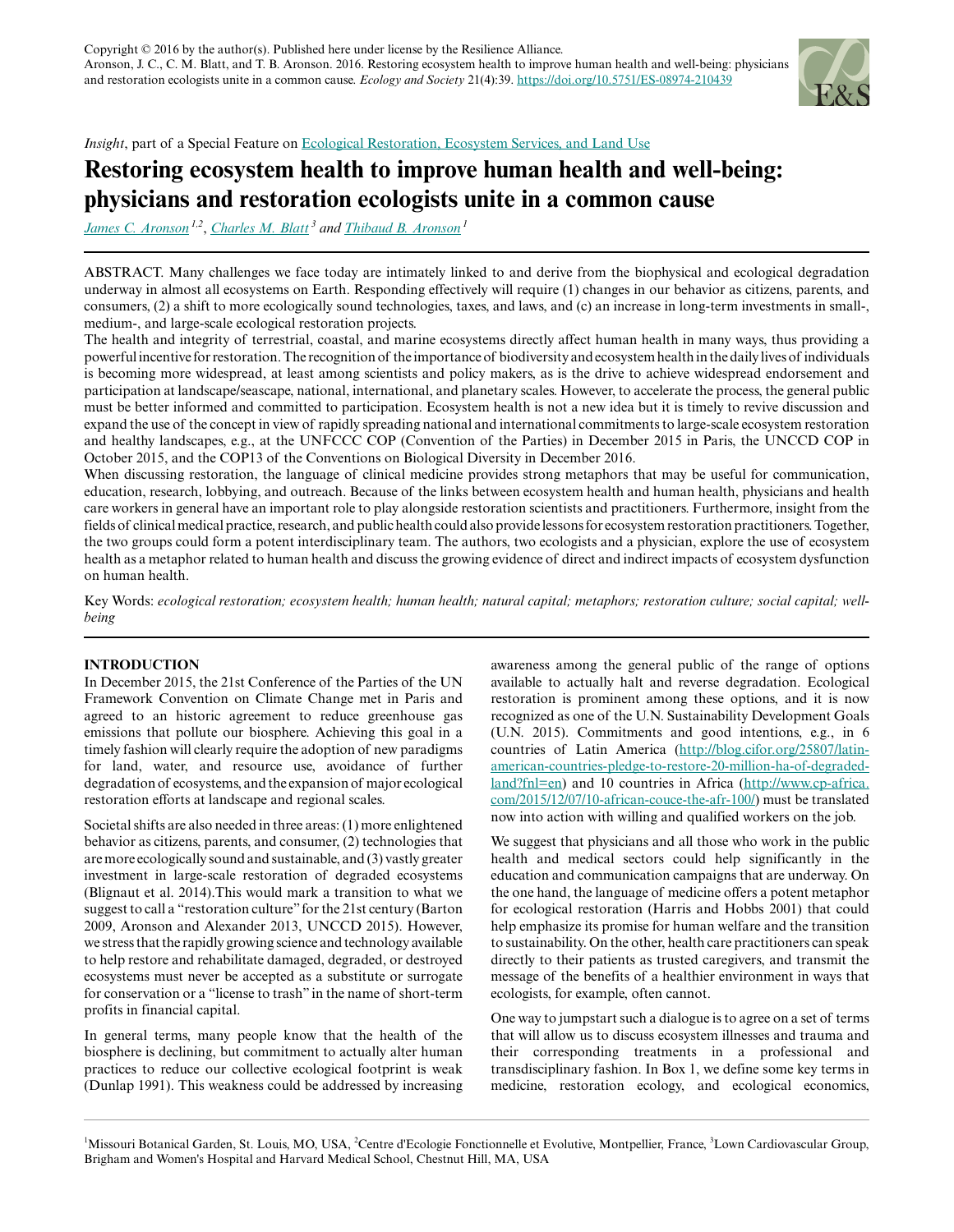Copyright © 2016 by the author(s). Published here under license by the Resilience Alliance.
Aronson, J. C., C. M. Blatt, and T. B. Aronson. 2016. Restoring ecosystem health to improve human health and well-being: physicians and restoration ecologists unite in a common cause. *Ecology and Society* 21(4):39. https://doi.org/10.5751/ES-08974-210439

*Insight*, part of a Special Feature on Ecological Restoration, Ecosystem Services, and Land Use

# Restoring ecosystem health to improve human health and well-being: physicians and restoration ecologists unite in a common cause

*James C. Aronson*[1,2], *Charles M. Blatt*[3] and *Thibaud B. Aronson*[1]

ABSTRACT. Many challenges we face today are intimately linked to and derive from the biophysical and ecological degradation underway in almost all ecosystems on Earth. Responding effectively will require (1) changes in our behavior as citizens, parents, and consumers, (2) a shift to more ecologically sound technologies, taxes, and laws, and (c) an increase in long-term investments in small-, medium-, and large-scale ecological restoration projects.

The health and integrity of terrestrial, coastal, and marine ecosystems directly affect human health in many ways, thus providing a powerful incentive for restoration. The recognition of the importance of biodiversity and ecosystem health in the daily lives of individuals is becoming more widespread, at least among scientists and policy makers, as is the drive to achieve widespread endorsement and participation at landscape/seascape, national, international, and planetary scales. However, to accelerate the process, the general public must be better informed and committed to participation. Ecosystem health is not a new idea but it is timely to revive discussion and expand the use of the concept in view of rapidly spreading national and international commitments to large-scale ecosystem restoration and healthy landscapes, e.g., at the UNFCCC COP (Convention of the Parties) in December 2015 in Paris, the UNCCD COP in October 2015, and the COP13 of the Conventions on Biological Diversity in December 2016.

When discussing restoration, the language of clinical medicine provides strong metaphors that may be useful for communication, education, research, lobbying, and outreach. Because of the links between ecosystem health and human health, physicians and health care workers in general have an important role to play alongside restoration scientists and practitioners. Furthermore, insight from the fields of clinical medical practice, research, and public health could also provide lessons for ecosystem restoration practitioners. Together, the two groups could form a potent interdisciplinary team. The authors, two ecologists and a physician, explore the use of ecosystem health as a metaphor related to human health and discuss the growing evidence of direct and indirect impacts of ecosystem dysfunction on human health.

Key Words: *ecological restoration; ecosystem health; human health; natural capital; metaphors; restoration culture; social capital; well-being*

## INTRODUCTION

In December 2015, the 21st Conference of the Parties of the UN Framework Convention on Climate Change met in Paris and agreed to an historic agreement to reduce greenhouse gas emissions that pollute our biosphere. Achieving this goal in a timely fashion will clearly require the adoption of new paradigms for land, water, and resource use, avoidance of further degradation of ecosystems, and the expansion of major ecological restoration efforts at landscape and regional scales.

Societal shifts are also needed in three areas: (1) more enlightened behavior as citizens, parents, and consumer, (2) technologies that are more ecologically sound and sustainable, and (3) vastly greater investment in large-scale restoration of degraded ecosystems (Blignaut et al. 2014).This would mark a transition to what we suggest to call a "restoration culture" for the 21st century (Barton 2009, Aronson and Alexander 2013, UNCCD 2015). However, we stress that the rapidly growing science and technology available to help restore and rehabilitate damaged, degraded, or destroyed ecosystems must never be accepted as a substitute or surrogate for conservation or a "license to trash" in the name of short-term profits in financial capital.

In general terms, many people know that the health of the biosphere is declining, but commitment to actually alter human practices to reduce our collective ecological footprint is weak (Dunlap 1991). This weakness could be addressed by increasing awareness among the general public of the range of options available to actually halt and reverse degradation. Ecological restoration is prominent among these options, and it is now recognized as one of the U.N. Sustainability Development Goals (U.N. 2015). Commitments and good intentions, e.g., in 6 countries of Latin America (http://blog.cifor.org/25807/latin-american-countries-pledge-to-restore-20-million-ha-of-degraded-land?fnl=en) and 10 countries in Africa (http://www.cp-africa.com/2015/12/07/10-african-couce-the-afr-100/) must be translated now into action with willing and qualified workers on the job.

We suggest that physicians and all those who work in the public health and medical sectors could help significantly in the education and communication campaigns that are underway. On the one hand, the language of medicine offers a potent metaphor for ecological restoration (Harris and Hobbs 2001) that could help emphasize its promise for human welfare and the transition to sustainability. On the other, health care practitioners can speak directly to their patients as trusted caregivers, and transmit the message of the benefits of a healthier environment in ways that ecologists, for example, often cannot.

One way to jumpstart such a dialogue is to agree on a set of terms that will allow us to discuss ecosystem illnesses and trauma and their corresponding treatments in a professional and transdisciplinary fashion. In Box 1, we define some key terms in medicine, restoration ecology, and ecological economics,

[1]Missouri Botanical Garden, St. Louis, MO, USA, [2]Centre d'Ecologie Fonctionnelle et Evolutive, Montpellier, France, [3]Lown Cardiovascular Group, Brigham and Women's Hospital and Harvard Medical School, Chestnut Hill, MA, USA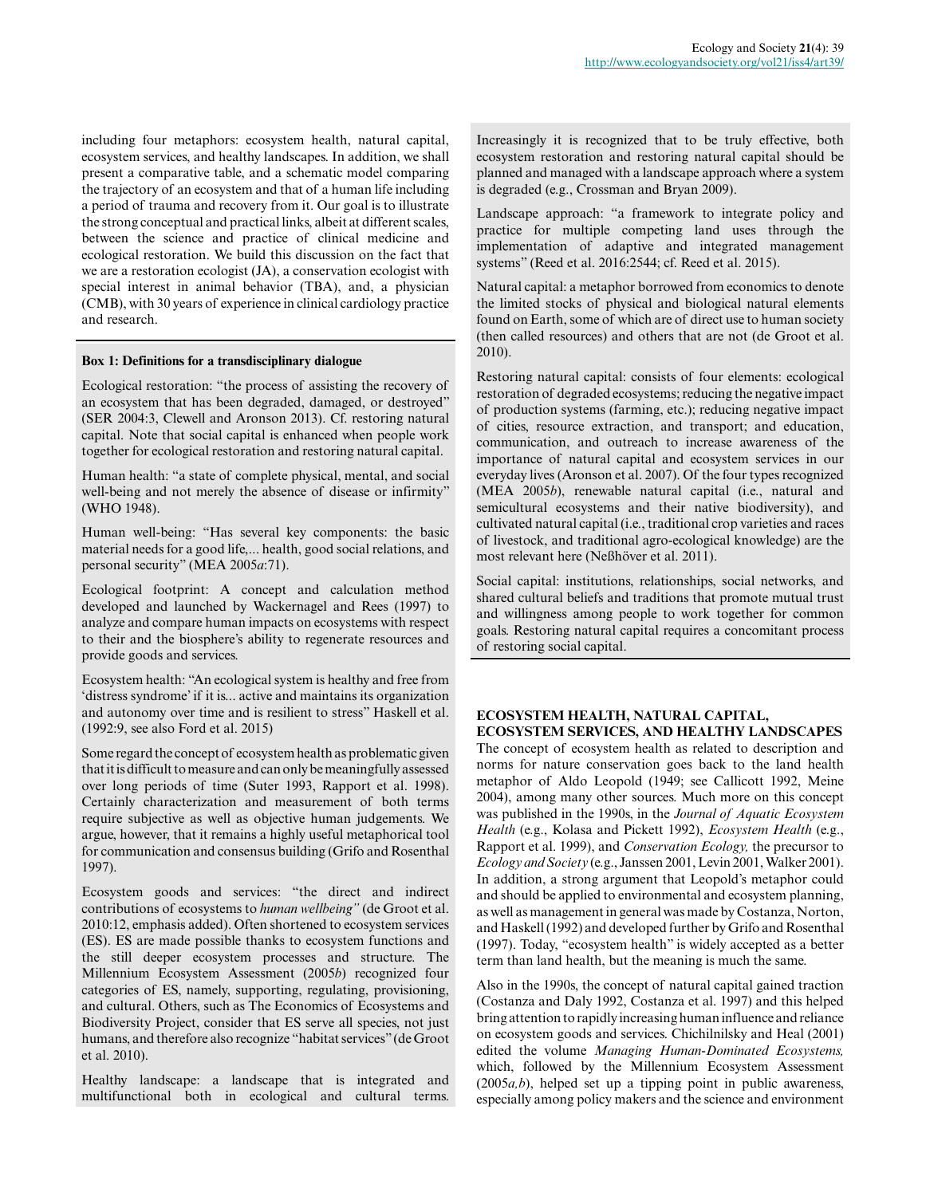including four metaphors: ecosystem health, natural capital, ecosystem services, and healthy landscapes. In addition, we shall present a comparative table, and a schematic model comparing the trajectory of an ecosystem and that of a human life including a period of trauma and recovery from it. Our goal is to illustrate the strong conceptual and practical links, albeit at different scales, between the science and practice of clinical medicine and ecological restoration. We build this discussion on the fact that we are a restoration ecologist (JA), a conservation ecologist with special interest in animal behavior (TBA), and, a physician (CMB), with 30 years of experience in clinical cardiology practice and research.

**Box 1: Definitions for a transdisciplinary dialogue**

Ecological restoration: "the process of assisting the recovery of an ecosystem that has been degraded, damaged, or destroyed" (SER 2004:3, Clewell and Aronson 2013). Cf. restoring natural capital. Note that social capital is enhanced when people work together for ecological restoration and restoring natural capital.

Human health: "a state of complete physical, mental, and social well-being and not merely the absence of disease or infirmity" (WHO 1948).

Human well-being: "Has several key components: the basic material needs for a good life,... health, good social relations, and personal security" (MEA 2005*a*:71).

Ecological footprint: A concept and calculation method developed and launched by Wackernagel and Rees (1997) to analyze and compare human impacts on ecosystems with respect to their and the biosphere's ability to regenerate resources and provide goods and services.

Ecosystem health: "An ecological system is healthy and free from 'distress syndrome' if it is... active and maintains its organization and autonomy over time and is resilient to stress" Haskell et al. (1992:9, see also Ford et al. 2015)

Some regard the concept of ecosystem health as problematic given that it is difficult to measure and can only be meaningfully assessed over long periods of time (Suter 1993, Rapport et al. 1998). Certainly characterization and measurement of both terms require subjective as well as objective human judgements. We argue, however, that it remains a highly useful metaphorical tool for communication and consensus building (Grifo and Rosenthal 1997).

Ecosystem goods and services: "the direct and indirect contributions of ecosystems to *human wellbeing*" (de Groot et al. 2010:12, emphasis added). Often shortened to ecosystem services (ES). ES are made possible thanks to ecosystem functions and the still deeper ecosystem processes and structure. The Millennium Ecosystem Assessment (2005*b*) recognized four categories of ES, namely, supporting, regulating, provisioning, and cultural. Others, such as The Economics of Ecosystems and Biodiversity Project, consider that ES serve all species, not just humans, and therefore also recognize "habitat services" (de Groot et al. 2010).

Healthy landscape: a landscape that is integrated and multifunctional both in ecological and cultural terms. Increasingly it is recognized that to be truly effective, both ecosystem restoration and restoring natural capital should be planned and managed with a landscape approach where a system is degraded (e.g., Crossman and Bryan 2009).

Landscape approach: "a framework to integrate policy and practice for multiple competing land uses through the implementation of adaptive and integrated management systems" (Reed et al. 2016:2544; cf. Reed et al. 2015).

Natural capital: a metaphor borrowed from economics to denote the limited stocks of physical and biological natural elements found on Earth, some of which are of direct use to human society (then called resources) and others that are not (de Groot et al. 2010).

Restoring natural capital: consists of four elements: ecological restoration of degraded ecosystems; reducing the negative impact of production systems (farming, etc.); reducing negative impact of cities, resource extraction, and transport; and education, communication, and outreach to increase awareness of the importance of natural capital and ecosystem services in our everyday lives (Aronson et al. 2007). Of the four types recognized (MEA 2005*b*), renewable natural capital (i.e., natural and semicultural ecosystems and their native biodiversity), and cultivated natural capital (i.e., traditional crop varieties and races of livestock, and traditional agro-ecological knowledge) are the most relevant here (Neßhöver et al. 2011).

Social capital: institutions, relationships, social networks, and shared cultural beliefs and traditions that promote mutual trust and willingness among people to work together for common goals. Restoring natural capital requires a concomitant process of restoring social capital.

## ECOSYSTEM HEALTH, NATURAL CAPITAL, ECOSYSTEM SERVICES, AND HEALTHY LANDSCAPES

The concept of ecosystem health as related to description and norms for nature conservation goes back to the land health metaphor of Aldo Leopold (1949; see Callicott 1992, Meine 2004), among many other sources. Much more on this concept was published in the 1990s, in the *Journal of Aquatic Ecosystem Health* (e.g., Kolasa and Pickett 1992), *Ecosystem Health* (e.g., Rapport et al. 1999), and *Conservation Ecology,* the precursor to *Ecology and Society* (e.g., Janssen 2001, Levin 2001, Walker 2001). In addition, a strong argument that Leopold's metaphor could and should be applied to environmental and ecosystem planning, as well as management in general was made by Costanza, Norton, and Haskell (1992) and developed further by Grifo and Rosenthal (1997). Today, "ecosystem health" is widely accepted as a better term than land health, but the meaning is much the same.

Also in the 1990s, the concept of natural capital gained traction (Costanza and Daly 1992, Costanza et al. 1997) and this helped bring attention to rapidly increasing human influence and reliance on ecosystem goods and services. Chichilnilsky and Heal (2001) edited the volume *Managing Human-Dominated Ecosystems,* which, followed by the Millennium Ecosystem Assessment (2005*a,b*), helped set up a tipping point in public awareness, especially among policy makers and the science and environment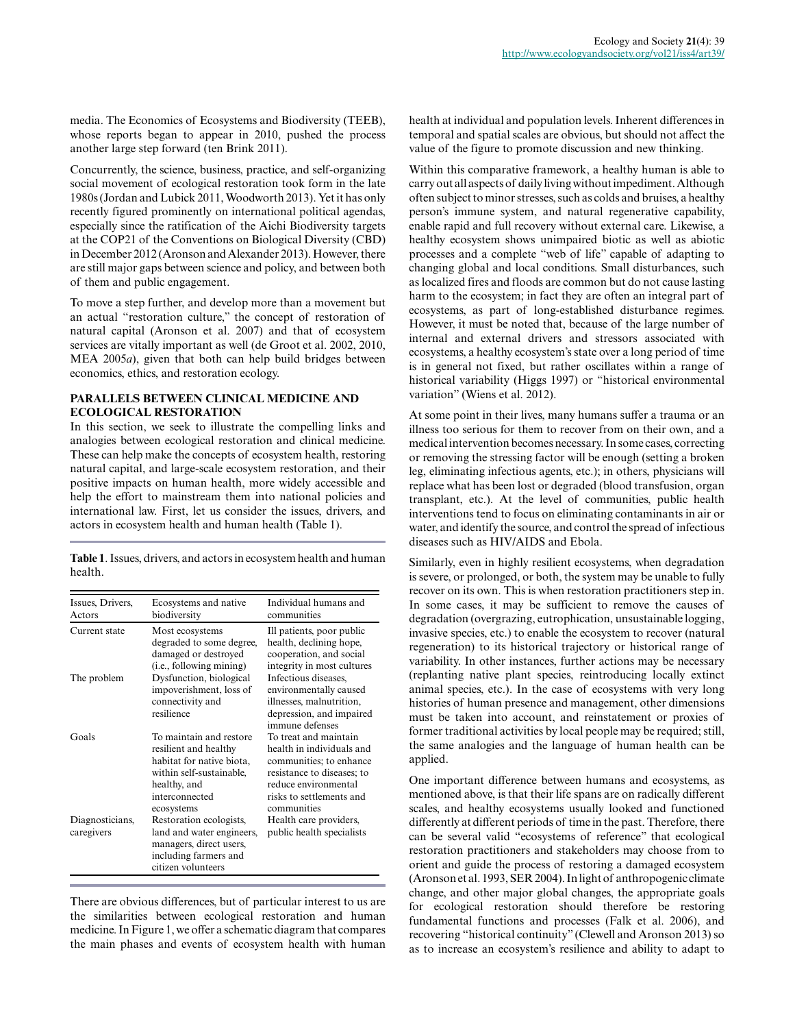media. The Economics of Ecosystems and Biodiversity (TEEB), whose reports began to appear in 2010, pushed the process another large step forward (ten Brink 2011).

Concurrently, the science, business, practice, and self-organizing social movement of ecological restoration took form in the late 1980s (Jordan and Lubick 2011, Woodworth 2013). Yet it has only recently figured prominently on international political agendas, especially since the ratification of the Aichi Biodiversity targets at the COP21 of the Conventions on Biological Diversity (CBD) in December 2012 (Aronson and Alexander 2013). However, there are still major gaps between science and policy, and between both of them and public engagement.

To move a step further, and develop more than a movement but an actual "restoration culture," the concept of restoration of natural capital (Aronson et al. 2007) and that of ecosystem services are vitally important as well (de Groot et al. 2002, 2010, MEA 2005*a*), given that both can help build bridges between economics, ethics, and restoration ecology.

## PARALLELS BETWEEN CLINICAL MEDICINE AND ECOLOGICAL RESTORATION

In this section, we seek to illustrate the compelling links and analogies between ecological restoration and clinical medicine. These can help make the concepts of ecosystem health, restoring natural capital, and large-scale ecosystem restoration, and their positive impacts on human health, more widely accessible and help the effort to mainstream them into national policies and international law. First, let us consider the issues, drivers, and actors in ecosystem health and human health (Table 1).

**Table 1**. Issues, drivers, and actors in ecosystem health and human health.

| Issues, Drivers, Actors | Ecosystems and native biodiversity | Individual humans and communities |
|---|---|---|
| Current state | Most ecosystems degraded to some degree, damaged or destroyed (i.e., following mining) | Ill patients, poor public health, declining hope, cooperation, and social integrity in most cultures |
| The problem | Dysfunction, biological impoverishment, loss of connectivity and resilience | Infectious diseases, environmentally caused illnesses, malnutrition, depression, and impaired immune defenses |
| Goals | To maintain and restore resilient and healthy habitat for native biota, within self-sustainable, healthy, and interconnected ecosystems | To treat and maintain health in individuals and communities; to enhance resistance to diseases; to reduce environmental risks to settlements and communities |
| Diagnosticians, caregivers | Restoration ecologists, land and water engineers, managers, direct users, including farmers and citizen volunteers | Health care providers, public health specialists |

There are obvious differences, but of particular interest to us are the similarities between ecological restoration and human medicine. In Figure 1, we offer a schematic diagram that compares the main phases and events of ecosystem health with human health at individual and population levels. Inherent differences in temporal and spatial scales are obvious, but should not affect the value of the figure to promote discussion and new thinking.

Within this comparative framework, a healthy human is able to carry out all aspects of daily living without impediment. Although often subject to minor stresses, such as colds and bruises, a healthy person's immune system, and natural regenerative capability, enable rapid and full recovery without external care. Likewise, a healthy ecosystem shows unimpaired biotic as well as abiotic processes and a complete "web of life" capable of adapting to changing global and local conditions. Small disturbances, such as localized fires and floods are common but do not cause lasting harm to the ecosystem; in fact they are often an integral part of ecosystems, as part of long-established disturbance regimes. However, it must be noted that, because of the large number of internal and external drivers and stressors associated with ecosystems, a healthy ecosystem's state over a long period of time is in general not fixed, but rather oscillates within a range of historical variability (Higgs 1997) or "historical environmental variation" (Wiens et al. 2012).

At some point in their lives, many humans suffer a trauma or an illness too serious for them to recover from on their own, and a medical intervention becomes necessary. In some cases, correcting or removing the stressing factor will be enough (setting a broken leg, eliminating infectious agents, etc.); in others, physicians will replace what has been lost or degraded (blood transfusion, organ transplant, etc.). At the level of communities, public health interventions tend to focus on eliminating contaminants in air or water, and identify the source, and control the spread of infectious diseases such as HIV/AIDS and Ebola.

Similarly, even in highly resilient ecosystems, when degradation is severe, or prolonged, or both, the system may be unable to fully recover on its own. This is when restoration practitioners step in. In some cases, it may be sufficient to remove the causes of degradation (overgrazing, eutrophication, unsustainable logging, invasive species, etc.) to enable the ecosystem to recover (natural regeneration) to its historical trajectory or historical range of variability. In other instances, further actions may be necessary (replanting native plant species, reintroducing locally extinct animal species, etc.). In the case of ecosystems with very long histories of human presence and management, other dimensions must be taken into account, and reinstatement or proxies of former traditional activities by local people may be required; still, the same analogies and the language of human health can be applied.

One important difference between humans and ecosystems, as mentioned above, is that their life spans are on radically different scales, and healthy ecosystems usually looked and functioned differently at different periods of time in the past. Therefore, there can be several valid "ecosystems of reference" that ecological restoration practitioners and stakeholders may choose from to orient and guide the process of restoring a damaged ecosystem (Aronson et al. 1993, SER 2004). In light of anthropogenic climate change, and other major global changes, the appropriate goals for ecological restoration should therefore be restoring fundamental functions and processes (Falk et al. 2006), and recovering "historical continuity" (Clewell and Aronson 2013) so as to increase an ecosystem's resilience and ability to adapt to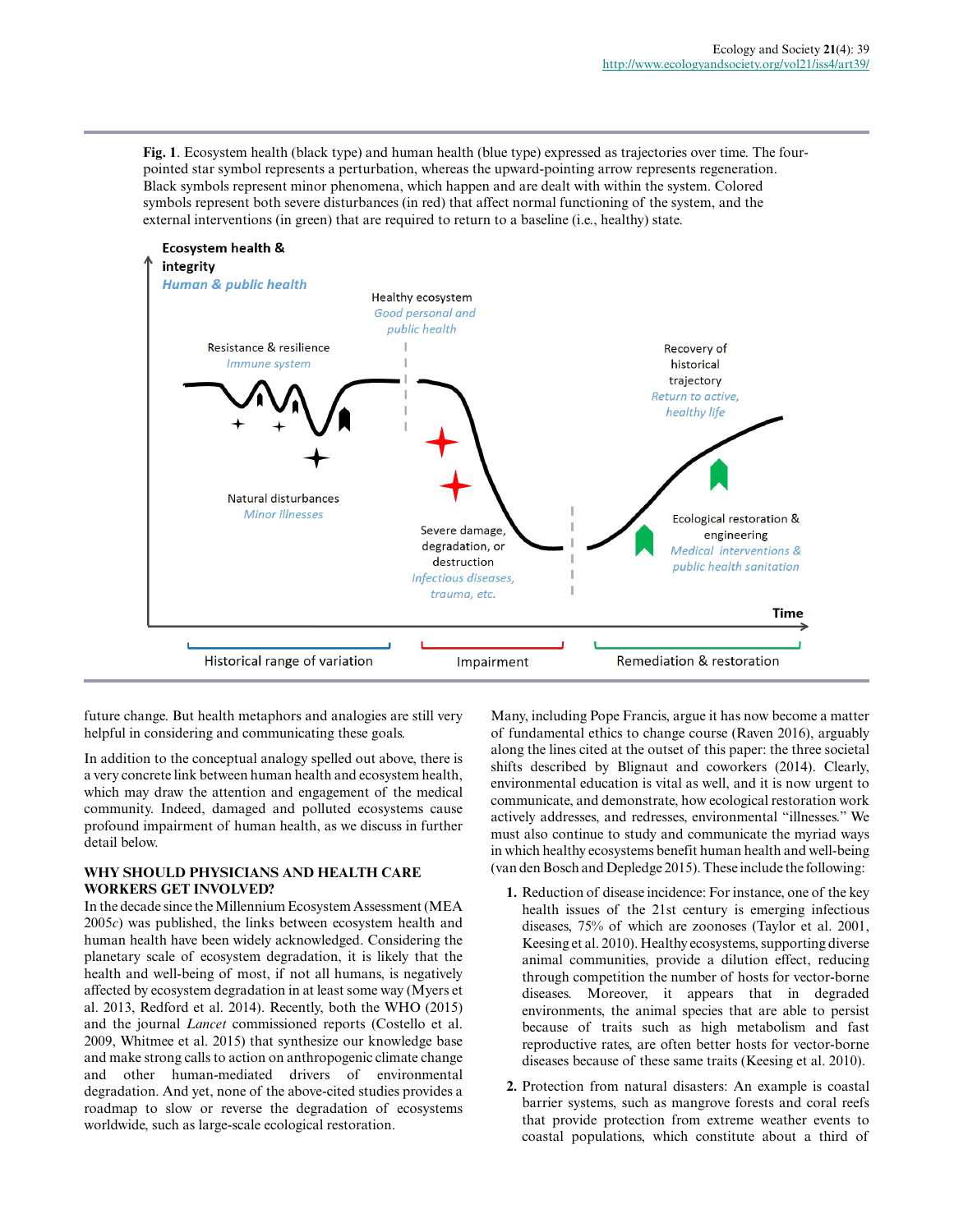**Fig. 1**. Ecosystem health (black type) and human health (blue type) expressed as trajectories over time. The four-pointed star symbol represents a perturbation, whereas the upward-pointing arrow represents regeneration. Black symbols represent minor phenomena, which happen and are dealt with within the system. Colored symbols represent both severe disturbances (in red) that affect normal functioning of the system, and the external interventions (in green) that are required to return to a baseline (i.e., healthy) state.

future change. But health metaphors and analogies are still very helpful in considering and communicating these goals.

In addition to the conceptual analogy spelled out above, there is a very concrete link between human health and ecosystem health, which may draw the attention and engagement of the medical community. Indeed, damaged and polluted ecosystems cause profound impairment of human health, as we discuss in further detail below.

## WHY SHOULD PHYSICIANS AND HEALTH CARE WORKERS GET INVOLVED?

In the decade since the Millennium Ecosystem Assessment (MEA 2005*c*) was published, the links between ecosystem health and human health have been widely acknowledged. Considering the planetary scale of ecosystem degradation, it is likely that the health and well-being of most, if not all humans, is negatively affected by ecosystem degradation in at least some way (Myers et al. 2013, Redford et al. 2014). Recently, both the WHO (2015) and the journal *Lancet* commissioned reports (Costello et al. 2009, Whitmee et al. 2015) that synthesize our knowledge base and make strong calls to action on anthropogenic climate change and other human-mediated drivers of environmental degradation. And yet, none of the above-cited studies provides a roadmap to slow or reverse the degradation of ecosystems worldwide, such as large-scale ecological restoration.

Many, including Pope Francis, argue it has now become a matter of fundamental ethics to change course (Raven 2016), arguably along the lines cited at the outset of this paper: the three societal shifts described by Blignaut and coworkers (2014). Clearly, environmental education is vital as well, and it is now urgent to communicate, and demonstrate, how ecological restoration work actively addresses, and redresses, environmental "illnesses." We must also continue to study and communicate the myriad ways in which healthy ecosystems benefit human health and well-being (van den Bosch and Depledge 2015). These include the following:

1. Reduction of disease incidence: For instance, one of the key health issues of the 21st century is emerging infectious diseases, 75% of which are zoonoses (Taylor et al. 2001, Keesing et al. 2010). Healthy ecosystems, supporting diverse animal communities, provide a dilution effect, reducing through competition the number of hosts for vector-borne diseases. Moreover, it appears that in degraded environments, the animal species that are able to persist because of traits such as high metabolism and fast reproductive rates, are often better hosts for vector-borne diseases because of these same traits (Keesing et al. 2010).
2. Protection from natural disasters: An example is coastal barrier systems, such as mangrove forests and coral reefs that provide protection from extreme weather events to coastal populations, which constitute about a third of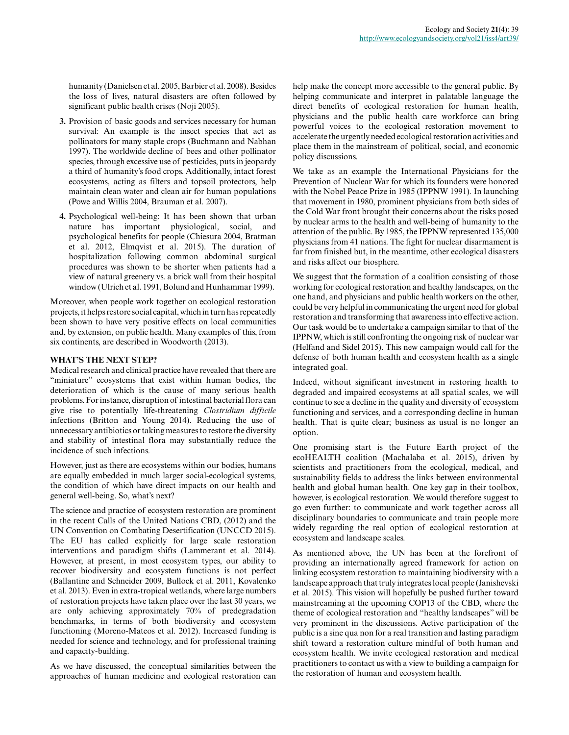humanity (Danielsen et al. 2005, Barbier et al. 2008). Besides the loss of lives, natural disasters are often followed by significant public health crises (Noji 2005).

3. Provision of basic goods and services necessary for human survival: An example is the insect species that act as pollinators for many staple crops (Buchmann and Nabhan 1997). The worldwide decline of bees and other pollinator species, through excessive use of pesticides, puts in jeopardy a third of humanity's food crops. Additionally, intact forest ecosystems, acting as filters and topsoil protectors, help maintain clean water and clean air for human populations (Powe and Willis 2004, Brauman et al. 2007).

4. Psychological well-being: It has been shown that urban nature has important physiological, social, and psychological benefits for people (Chiesura 2004, Bratman et al. 2012, Elmqvist et al. 2015). The duration of hospitalization following common abdominal surgical procedures was shown to be shorter when patients had a view of natural greenery vs. a brick wall from their hospital window (Ulrich et al. 1991, Bolund and Hunhammar 1999).

Moreover, when people work together on ecological restoration projects, it helps restore social capital, which in turn has repeatedly been shown to have very positive effects on local communities and, by extension, on public health. Many examples of this, from six continents, are described in Woodworth (2013).

## WHAT'S THE NEXT STEP?

Medical research and clinical practice have revealed that there are "miniature" ecosystems that exist within human bodies, the deterioration of which is the cause of many serious health problems. For instance, disruption of intestinal bacterial flora can give rise to potentially life-threatening *Clostridium difficile* infections (Britton and Young 2014). Reducing the use of unnecessary antibiotics or taking measures to restore the diversity and stability of intestinal flora may substantially reduce the incidence of such infections.

However, just as there are ecosystems within our bodies, humans are equally embedded in much larger social-ecological systems, the condition of which have direct impacts on our health and general well-being. So, what's next?

The science and practice of ecosystem restoration are prominent in the recent Calls of the United Nations CBD, (2012) and the UN Convention on Combating Desertification (UNCCD 2015). The EU has called explicitly for large scale restoration interventions and paradigm shifts (Lammerant et al. 2014). However, at present, in most ecosystem types, our ability to recover biodiversity and ecosystem functions is not perfect (Ballantine and Schneider 2009, Bullock et al. 2011, Kovalenko et al. 2013). Even in extra-tropical wetlands, where large numbers of restoration projects have taken place over the last 30 years, we are only achieving approximately 70% of predegradation benchmarks, in terms of both biodiversity and ecosystem functioning (Moreno-Mateos et al. 2012). Increased funding is needed for science and technology, and for professional training and capacity-building.

As we have discussed, the conceptual similarities between the approaches of human medicine and ecological restoration can help make the concept more accessible to the general public. By helping communicate and interpret in palatable language the direct benefits of ecological restoration for human health, physicians and the public health care workforce can bring powerful voices to the ecological restoration movement to accelerate the urgently needed ecological restoration activities and place them in the mainstream of political, social, and economic policy discussions.

We take as an example the International Physicians for the Prevention of Nuclear War for which its founders were honored with the Nobel Peace Prize in 1985 (IPPNW 1991). In launching that movement in 1980, prominent physicians from both sides of the Cold War front brought their concerns about the risks posed by nuclear arms to the health and well-being of humanity to the attention of the public. By 1985, the IPPNW represented 135,000 physicians from 41 nations. The fight for nuclear disarmament is far from finished but, in the meantime, other ecological disasters and risks affect our biosphere.

We suggest that the formation of a coalition consisting of those working for ecological restoration and healthy landscapes, on the one hand, and physicians and public health workers on the other, could be very helpful in communicating the urgent need for global restoration and transforming that awareness into effective action. Our task would be to undertake a campaign similar to that of the IPPNW, which is still confronting the ongoing risk of nuclear war (Helfand and Sidel 2015). This new campaign would call for the defense of both human health and ecosystem health as a single integrated goal.

Indeed, without significant investment in restoring health to degraded and impaired ecosystems at all spatial scales, we will continue to see a decline in the quality and diversity of ecosystem functioning and services, and a corresponding decline in human health. That is quite clear; business as usual is no longer an option.

One promising start is the Future Earth project of the ecoHEALTH coalition (Machalaba et al. 2015), driven by scientists and practitioners from the ecological, medical, and sustainability fields to address the links between environmental health and global human health. One key gap in their toolbox, however, is ecological restoration. We would therefore suggest to go even further: to communicate and work together across all disciplinary boundaries to communicate and train people more widely regarding the real option of ecological restoration at ecosystem and landscape scales.

As mentioned above, the UN has been at the forefront of providing an internationally agreed framework for action on linking ecosystem restoration to maintaining biodiversity with a landscape approach that truly integrates local people (Janishevski et al. 2015). This vision will hopefully be pushed further toward mainstreaming at the upcoming COP13 of the CBD, where the theme of ecological restoration and "healthy landscapes" will be very prominent in the discussions. Active participation of the public is a sine qua non for a real transition and lasting paradigm shift toward a restoration culture mindful of both human and ecosystem health. We invite ecological restoration and medical practitioners to contact us with a view to building a campaign for the restoration of human and ecosystem health.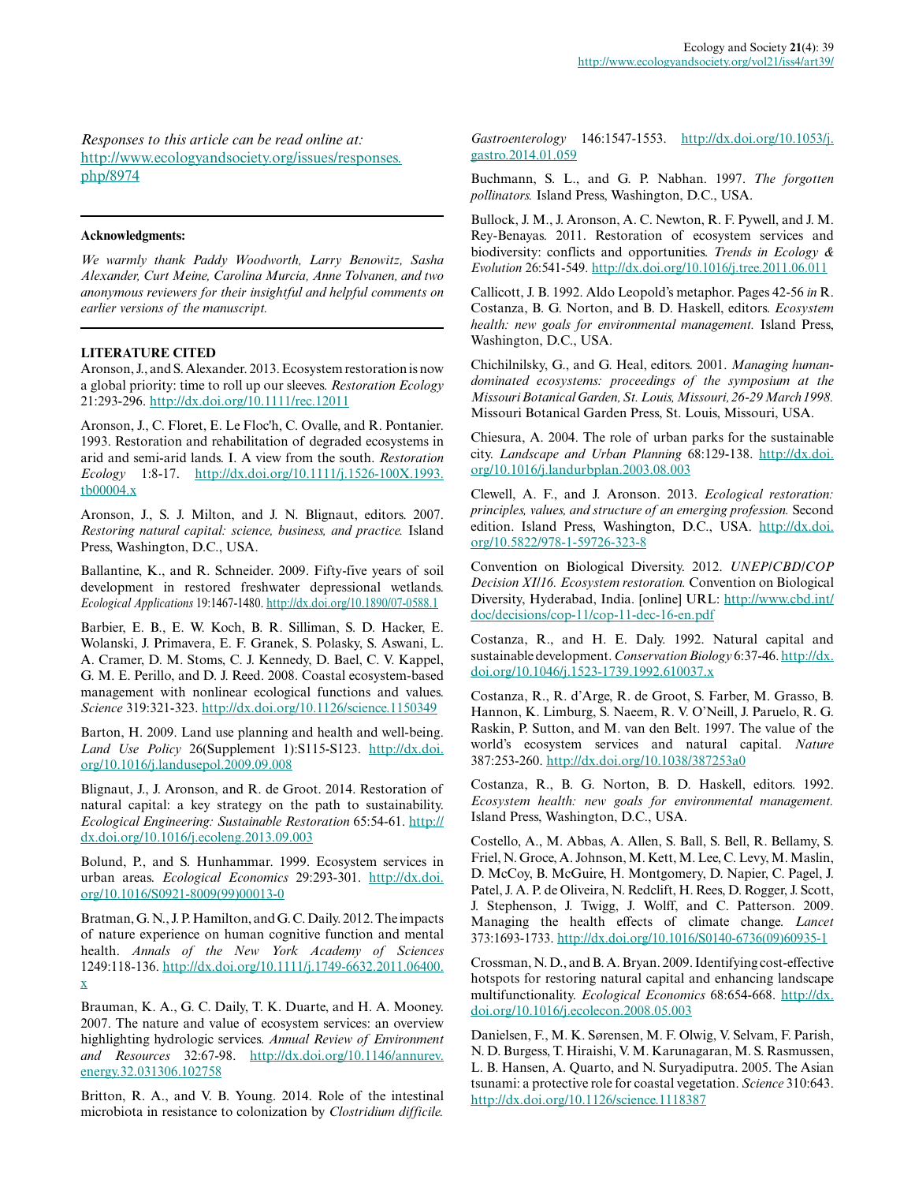*Responses to this article can be read online at:*
http://www.ecologyandsociety.org/issues/responses.php/8974

**Acknowledgments:**

*We warmly thank Paddy Woodworth, Larry Benowitz, Sasha Alexander, Curt Meine, Carolina Murcia, Anne Tolvanen, and two anonymous reviewers for their insightful and helpful comments on earlier versions of the manuscript.*

**LITERATURE CITED**

Aronson, J., and S. Alexander. 2013. Ecosystem restoration is now a global priority: time to roll up our sleeves. *Restoration Ecology* 21:293-296. http://dx.doi.org/10.1111/rec.12011

Aronson, J., C. Floret, E. Le Floc'h, C. Ovalle, and R. Pontanier. 1993. Restoration and rehabilitation of degraded ecosystems in arid and semi-arid lands. I. A view from the south. *Restoration Ecology* 1:8-17. http://dx.doi.org/10.1111/j.1526-100X.1993.tb00004.x

Aronson, J., S. J. Milton, and J. N. Blignaut, editors. 2007. *Restoring natural capital: science, business, and practice.* Island Press, Washington, D.C., USA.

Ballantine, K., and R. Schneider. 2009. Fifty-five years of soil development in restored freshwater depressional wetlands. *Ecological Applications* 19:1467-1480. http://dx.doi.org/10.1890/07-0588.1

Barbier, E. B., E. W. Koch, B. R. Silliman, S. D. Hacker, E. Wolanski, J. Primavera, E. F. Granek, S. Polasky, S. Aswani, L. A. Cramer, D. M. Stoms, C. J. Kennedy, D. Bael, C. V. Kappel, G. M. E. Perillo, and D. J. Reed. 2008. Coastal ecosystem-based management with nonlinear ecological functions and values. *Science* 319:321-323. http://dx.doi.org/10.1126/science.1150349

Barton, H. 2009. Land use planning and health and well-being. *Land Use Policy* 26(Supplement 1):S115-S123. http://dx.doi.org/10.1016/j.landusepol.2009.09.008

Blignaut, J., J. Aronson, and R. de Groot. 2014. Restoration of natural capital: a key strategy on the path to sustainability. *Ecological Engineering: Sustainable Restoration* 65:54-61. http://dx.doi.org/10.1016/j.ecoleng.2013.09.003

Bolund, P., and S. Hunhammar. 1999. Ecosystem services in urban areas. *Ecological Economics* 29:293-301. http://dx.doi.org/10.1016/S0921-8009(99)00013-0

Bratman, G. N., J. P. Hamilton, and G. C. Daily. 2012. The impacts of nature experience on human cognitive function and mental health. *Annals of the New York Academy of Sciences* 1249:118-136. http://dx.doi.org/10.1111/j.1749-6632.2011.06400.x

Brauman, K. A., G. C. Daily, T. K. Duarte, and H. A. Mooney. 2007. The nature and value of ecosystem services: an overview highlighting hydrologic services. *Annual Review of Environment and Resources* 32:67-98. http://dx.doi.org/10.1146/annurev.energy.32.031306.102758

Britton, R. A., and V. B. Young. 2014. Role of the intestinal microbiota in resistance to colonization by *Clostridium difficile. Gastroenterology* 146:1547-1553. http://dx.doi.org/10.1053/j.gastro.2014.01.059

Buchmann, S. L., and G. P. Nabhan. 1997. *The forgotten pollinators.* Island Press, Washington, D.C., USA.

Bullock, J. M., J. Aronson, A. C. Newton, R. F. Pywell, and J. M. Rey-Benayas. 2011. Restoration of ecosystem services and biodiversity: conflicts and opportunities. *Trends in Ecology & Evolution* 26:541-549. http://dx.doi.org/10.1016/j.tree.2011.06.011

Callicott, J. B. 1992. Aldo Leopold's metaphor. Pages 42-56 *in* R. Costanza, B. G. Norton, and B. D. Haskell, editors. *Ecosystem health: new goals for environmental management.* Island Press, Washington, D.C., USA.

Chichilnilsky, G., and G. Heal, editors. 2001. *Managing human-dominated ecosystems: proceedings of the symposium at the Missouri Botanical Garden, St. Louis, Missouri, 26-29 March 1998.* Missouri Botanical Garden Press, St. Louis, Missouri, USA.

Chiesura, A. 2004. The role of urban parks for the sustainable city. *Landscape and Urban Planning* 68:129-138. http://dx.doi.org/10.1016/j.landurbplan.2003.08.003

Clewell, A. F., and J. Aronson. 2013. *Ecological restoration: principles, values, and structure of an emerging profession.* Second edition. Island Press, Washington, D.C., USA. http://dx.doi.org/10.5822/978-1-59726-323-8

Convention on Biological Diversity. 2012. *UNEP/CBD/COP Decision XI/16. Ecosystem restoration.* Convention on Biological Diversity, Hyderabad, India. [online] URL: http://www.cbd.int/doc/decisions/cop-11/cop-11-dec-16-en.pdf

Costanza, R., and H. E. Daly. 1992. Natural capital and sustainable development. *Conservation Biology* 6:37-46. http://dx.doi.org/10.1046/j.1523-1739.1992.610037.x

Costanza, R., R. d'Arge, R. de Groot, S. Farber, M. Grasso, B. Hannon, K. Limburg, S. Naeem, R. V. O'Neill, J. Paruelo, R. G. Raskin, P. Sutton, and M. van den Belt. 1997. The value of the world's ecosystem services and natural capital. *Nature* 387:253-260. http://dx.doi.org/10.1038/387253a0

Costanza, R., B. G. Norton, B. D. Haskell, editors. 1992. *Ecosystem health: new goals for environmental management.* Island Press, Washington, D.C., USA.

Costello, A., M. Abbas, A. Allen, S. Ball, S. Bell, R. Bellamy, S. Friel, N. Groce, A. Johnson, M. Kett, M. Lee, C. Levy, M. Maslin, D. McCoy, B. McGuire, H. Montgomery, D. Napier, C. Pagel, J. Patel, J. A. P. de Oliveira, N. Redclift, H. Rees, D. Rogger, J. Scott, J. Stephenson, J. Twigg, J. Wolff, and C. Patterson. 2009. Managing the health effects of climate change. *Lancet* 373:1693-1733. http://dx.doi.org/10.1016/S0140-6736(09)60935-1

Crossman, N. D., and B. A. Bryan. 2009. Identifying cost-effective hotspots for restoring natural capital and enhancing landscape multifunctionality. *Ecological Economics* 68:654-668. http://dx.doi.org/10.1016/j.ecolecon.2008.05.003

Danielsen, F., M. K. Sørensen, M. F. Olwig, V. Selvam, F. Parish, N. D. Burgess, T. Hiraishi, V. M. Karunagaran, M. S. Rasmussen, L. B. Hansen, A. Quarto, and N. Suryadiputra. 2005. The Asian tsunami: a protective role for coastal vegetation. *Science* 310:643. http://dx.doi.org/10.1126/science.1118387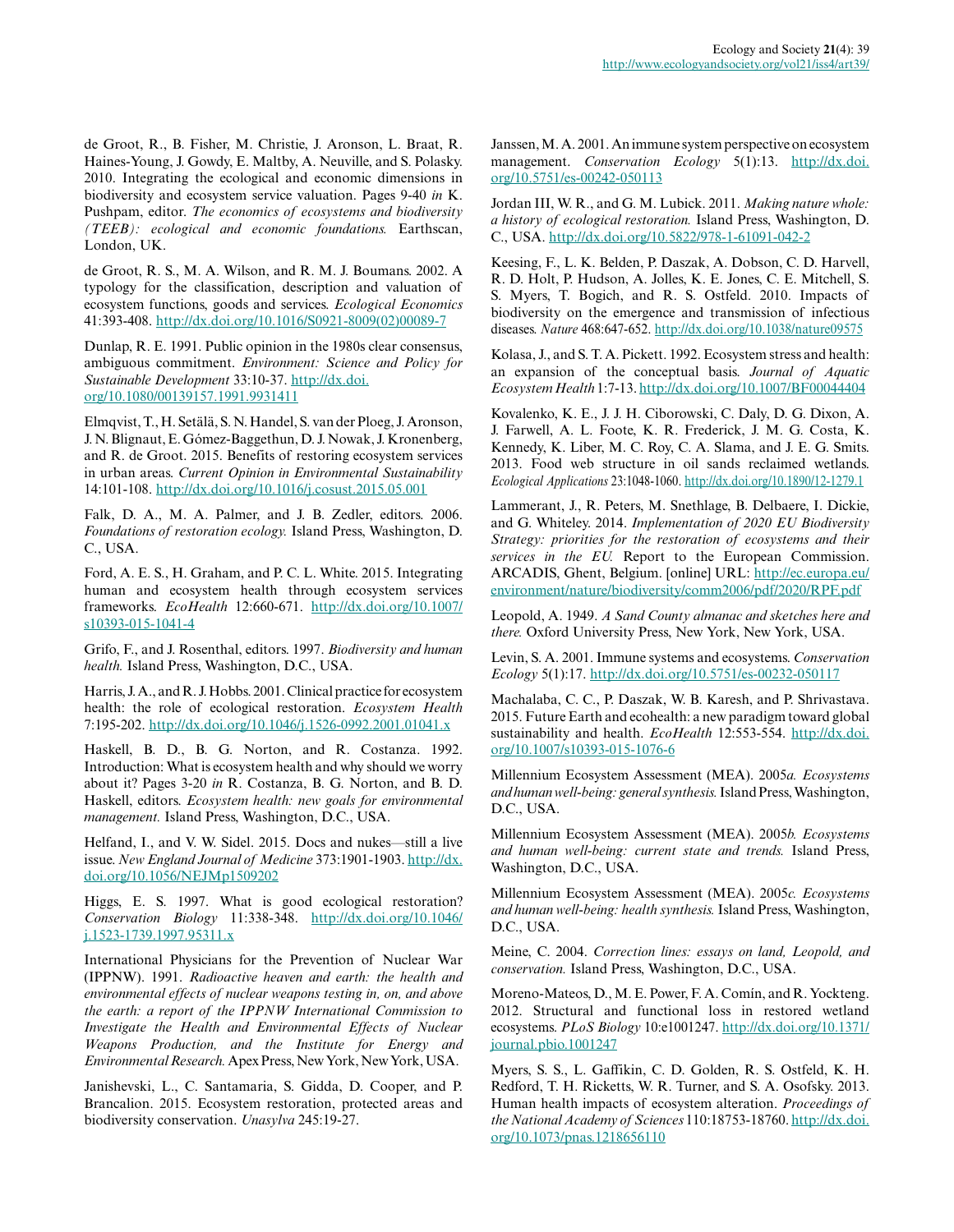de Groot, R., B. Fisher, M. Christie, J. Aronson, L. Braat, R. Haines-Young, J. Gowdy, E. Maltby, A. Neuville, and S. Polasky. 2010. Integrating the ecological and economic dimensions in biodiversity and ecosystem service valuation. Pages 9-40 *in* K. Pushpam, editor. *The economics of ecosystems and biodiversity (TEEB): ecological and economic foundations.* Earthscan, London, UK.

de Groot, R. S., M. A. Wilson, and R. M. J. Boumans. 2002. A typology for the classification, description and valuation of ecosystem functions, goods and services. *Ecological Economics* 41:393-408. http://dx.doi.org/10.1016/S0921-8009(02)00089-7

Dunlap, R. E. 1991. Public opinion in the 1980s clear consensus, ambiguous commitment. *Environment: Science and Policy for Sustainable Development* 33:10-37. http://dx.doi.org/10.1080/00139157.1991.9931411

Elmqvist, T., H. Setälä, S. N. Handel, S. van der Ploeg, J. Aronson, J. N. Blignaut, E. Gómez-Baggethun, D. J. Nowak, J. Kronenberg, and R. de Groot. 2015. Benefits of restoring ecosystem services in urban areas. *Current Opinion in Environmental Sustainability* 14:101-108. http://dx.doi.org/10.1016/j.cosust.2015.05.001

Falk, D. A., M. A. Palmer, and J. B. Zedler, editors. 2006. *Foundations of restoration ecology.* Island Press, Washington, D. C., USA.

Ford, A. E. S., H. Graham, and P. C. L. White. 2015. Integrating human and ecosystem health through ecosystem services frameworks. *EcoHealth* 12:660-671. http://dx.doi.org/10.1007/s10393-015-1041-4

Grifo, F., and J. Rosenthal, editors. 1997. *Biodiversity and human health.* Island Press, Washington, D.C., USA.

Harris, J. A., and R. J. Hobbs. 2001. Clinical practice for ecosystem health: the role of ecological restoration. *Ecosystem Health* 7:195-202. http://dx.doi.org/10.1046/j.1526-0992.2001.01041.x

Haskell, B. D., B. G. Norton, and R. Costanza. 1992. Introduction: What is ecosystem health and why should we worry about it? Pages 3-20 *in* R. Costanza, B. G. Norton, and B. D. Haskell, editors. *Ecosystem health: new goals for environmental management.* Island Press, Washington, D.C., USA.

Helfand, I., and V. W. Sidel. 2015. Docs and nukes—still a live issue. *New England Journal of Medicine* 373:1901-1903. http://dx.doi.org/10.1056/NEJMp1509202

Higgs, E. S. 1997. What is good ecological restoration? *Conservation Biology* 11:338-348. http://dx.doi.org/10.1046/j.1523-1739.1997.95311.x

International Physicians for the Prevention of Nuclear War (IPPNW). 1991. *Radioactive heaven and earth: the health and environmental effects of nuclear weapons testing in, on, and above the earth: a report of the IPPNW International Commission to Investigate the Health and Environmental Effects of Nuclear Weapons Production, and the Institute for Energy and Environmental Research.* Apex Press, New York, New York, USA.

Janishevski, L., C. Santamaria, S. Gidda, D. Cooper, and P. Brancalion. 2015. Ecosystem restoration, protected areas and biodiversity conservation. *Unasylva* 245:19-27.

Janssen, M. A. 2001. An immune system perspective on ecosystem management. *Conservation Ecology* 5(1):13. http://dx.doi.org/10.5751/es-00242-050113

Jordan III, W. R., and G. M. Lubick. 2011. *Making nature whole: a history of ecological restoration.* Island Press, Washington, D. C., USA. http://dx.doi.org/10.5822/978-1-61091-042-2

Keesing, F., L. K. Belden, P. Daszak, A. Dobson, C. D. Harvell, R. D. Holt, P. Hudson, A. Jolles, K. E. Jones, C. E. Mitchell, S. S. Myers, T. Bogich, and R. S. Ostfeld. 2010. Impacts of biodiversity on the emergence and transmission of infectious diseases. *Nature* 468:647-652. http://dx.doi.org/10.1038/nature09575

Kolasa, J., and S. T. A. Pickett. 1992. Ecosystem stress and health: an expansion of the conceptual basis. *Journal of Aquatic Ecosystem Health* 1:7-13. http://dx.doi.org/10.1007/BF00044404

Kovalenko, K. E., J. J. H. Ciborowski, C. Daly, D. G. Dixon, A. J. Farwell, A. L. Foote, K. R. Frederick, J. M. G. Costa, K. Kennedy, K. Liber, M. C. Roy, C. A. Slama, and J. E. G. Smits. 2013. Food web structure in oil sands reclaimed wetlands. *Ecological Applications* 23:1048-1060. http://dx.doi.org/10.1890/12-1279.1

Lammerant, J., R. Peters, M. Snethlage, B. Delbaere, I. Dickie, and G. Whiteley. 2014. *Implementation of 2020 EU Biodiversity Strategy: priorities for the restoration of ecosystems and their services in the EU.* Report to the European Commission. ARCADIS, Ghent, Belgium. [online] URL: http://ec.europa.eu/environment/nature/biodiversity/comm2006/pdf/2020/RPF.pdf

Leopold, A. 1949. *A Sand County almanac and sketches here and there.* Oxford University Press, New York, New York, USA.

Levin, S. A. 2001. Immune systems and ecosystems. *Conservation Ecology* 5(1):17. http://dx.doi.org/10.5751/es-00232-050117

Machalaba, C. C., P. Daszak, W. B. Karesh, and P. Shrivastava. 2015. Future Earth and ecohealth: a new paradigm toward global sustainability and health. *EcoHealth* 12:553-554. http://dx.doi.org/10.1007/s10393-015-1076-6

Millennium Ecosystem Assessment (MEA). 2005*a*. *Ecosystems and human well-being: general synthesis.* Island Press, Washington, D.C., USA.

Millennium Ecosystem Assessment (MEA). 2005*b*. *Ecosystems and human well-being: current state and trends.* Island Press, Washington, D.C., USA.

Millennium Ecosystem Assessment (MEA). 2005*c*. *Ecosystems and human well-being: health synthesis.* Island Press, Washington, D.C., USA.

Meine, C. 2004. *Correction lines: essays on land, Leopold, and conservation.* Island Press, Washington, D.C., USA.

Moreno-Mateos, D., M. E. Power, F. A. Comín, and R. Yockteng. 2012. Structural and functional loss in restored wetland ecosystems. *PLoS Biology* 10:e1001247. http://dx.doi.org/10.1371/journal.pbio.1001247

Myers, S. S., L. Gaffikin, C. D. Golden, R. S. Ostfeld, K. H. Redford, T. H. Ricketts, W. R. Turner, and S. A. Osofsky. 2013. Human health impacts of ecosystem alteration. *Proceedings of the National Academy of Sciences* 110:18753-18760. http://dx.doi.org/10.1073/pnas.1218656110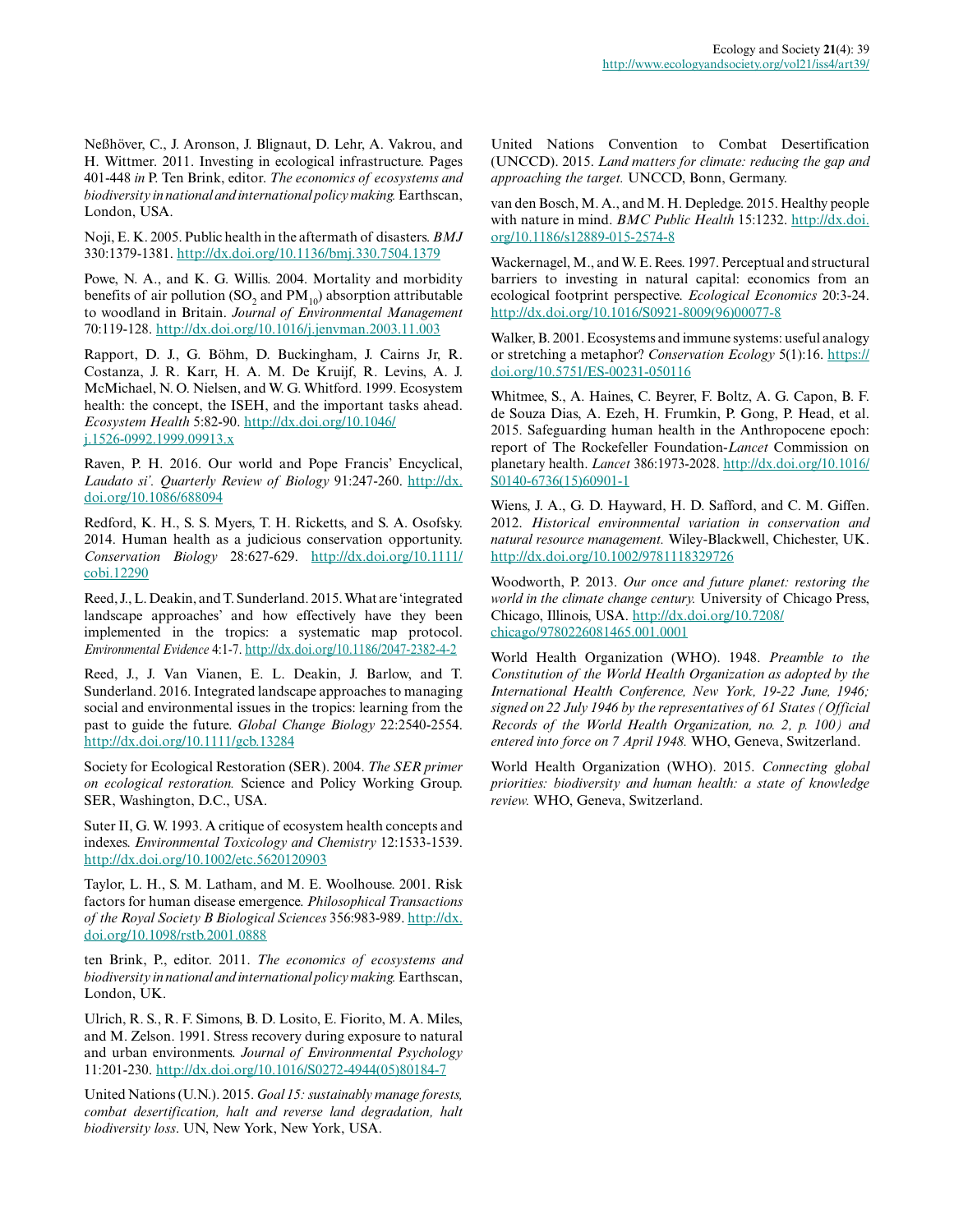Neßhöver, C., J. Aronson, J. Blignaut, D. Lehr, A. Vakrou, and H. Wittmer. 2011. Investing in ecological infrastructure. Pages 401-448 *in* P. Ten Brink, editor. *The economics of ecosystems and biodiversity in national and international policy making.* Earthscan, London, USA.

Noji, E. K. 2005. Public health in the aftermath of disasters. *BMJ* 330:1379-1381. http://dx.doi.org/10.1136/bmj.330.7504.1379

Powe, N. A., and K. G. Willis. 2004. Mortality and morbidity benefits of air pollution ($SO_2$ and $PM_{10}$) absorption attributable to woodland in Britain. *Journal of Environmental Management* 70:119-128. http://dx.doi.org/10.1016/j.jenvman.2003.11.003

Rapport, D. J., G. Böhm, D. Buckingham, J. Cairns Jr, R. Costanza, J. R. Karr, H. A. M. De Kruijf, R. Levins, A. J. McMichael, N. O. Nielsen, and W. G. Whitford. 1999. Ecosystem health: the concept, the ISEH, and the important tasks ahead. *Ecosystem Health* 5:82-90. http://dx.doi.org/10.1046/j.1526-0992.1999.09913.x

Raven, P. H. 2016. Our world and Pope Francis' Encyclical, *Laudato si'*. *Quarterly Review of Biology* 91:247-260. http://dx.doi.org/10.1086/688094

Redford, K. H., S. S. Myers, T. H. Ricketts, and S. A. Osofsky. 2014. Human health as a judicious conservation opportunity. *Conservation Biology* 28:627-629. http://dx.doi.org/10.1111/cobi.12290

Reed, J., L. Deakin, and T. Sunderland. 2015. What are 'integrated landscape approaches' and how effectively have they been implemented in the tropics: a systematic map protocol. *Environmental Evidence* 4:1-7. http://dx.doi.org/10.1186/2047-2382-4-2

Reed, J., J. Van Vianen, E. L. Deakin, J. Barlow, and T. Sunderland. 2016. Integrated landscape approaches to managing social and environmental issues in the tropics: learning from the past to guide the future. *Global Change Biology* 22:2540-2554. http://dx.doi.org/10.1111/gcb.13284

Society for Ecological Restoration (SER). 2004. *The SER primer on ecological restoration.* Science and Policy Working Group. SER, Washington, D.C., USA.

Suter II, G. W. 1993. A critique of ecosystem health concepts and indexes. *Environmental Toxicology and Chemistry* 12:1533-1539. http://dx.doi.org/10.1002/etc.5620120903

Taylor, L. H., S. M. Latham, and M. E. Woolhouse. 2001. Risk factors for human disease emergence. *Philosophical Transactions of the Royal Society B Biological Sciences* 356:983-989. http://dx.doi.org/10.1098/rstb.2001.0888

ten Brink, P., editor. 2011. *The economics of ecosystems and biodiversity in national and international policy making.* Earthscan, London, UK.

Ulrich, R. S., R. F. Simons, B. D. Losito, E. Fiorito, M. A. Miles, and M. Zelson. 1991. Stress recovery during exposure to natural and urban environments. *Journal of Environmental Psychology* 11:201-230. http://dx.doi.org/10.1016/S0272-4944(05)80184-7

United Nations (U.N.). 2015. *Goal 15: sustainably manage forests, combat desertification, halt and reverse land degradation, halt biodiversity loss*. UN, New York, New York, USA.

United Nations Convention to Combat Desertification (UNCCD). 2015. *Land matters for climate: reducing the gap and approaching the target.* UNCCD, Bonn, Germany.

van den Bosch, M. A., and M. H. Depledge. 2015. Healthy people with nature in mind. *BMC Public Health* 15:1232. http://dx.doi.org/10.1186/s12889-015-2574-8

Wackernagel, M., and W. E. Rees. 1997. Perceptual and structural barriers to investing in natural capital: economics from an ecological footprint perspective. *Ecological Economics* 20:3-24. http://dx.doi.org/10.1016/S0921-8009(96)00077-8

Walker, B. 2001. Ecosystems and immune systems: useful analogy or stretching a metaphor? *Conservation Ecology* 5(1):16. https://doi.org/10.5751/ES-00231-050116

Whitmee, S., A. Haines, C. Beyrer, F. Boltz, A. G. Capon, B. F. de Souza Dias, A. Ezeh, H. Frumkin, P. Gong, P. Head, et al. 2015. Safeguarding human health in the Anthropocene epoch: report of The Rockefeller Foundation-*Lancet* Commission on planetary health. *Lancet* 386:1973-2028. http://dx.doi.org/10.1016/S0140-6736(15)60901-1

Wiens, J. A., G. D. Hayward, H. D. Safford, and C. M. Giffen. 2012. *Historical environmental variation in conservation and natural resource management.* Wiley-Blackwell, Chichester, UK. http://dx.doi.org/10.1002/9781118329726

Woodworth, P. 2013. *Our once and future planet: restoring the world in the climate change century.* University of Chicago Press, Chicago, Illinois, USA. http://dx.doi.org/10.7208/chicago/9780226081465.001.0001

World Health Organization (WHO). 1948. *Preamble to the Constitution of the World Health Organization as adopted by the International Health Conference, New York, 19-22 June, 1946; signed on 22 July 1946 by the representatives of 61 States (Official Records of the World Health Organization, no. 2, p. 100) and entered into force on 7 April 1948.* WHO, Geneva, Switzerland.

World Health Organization (WHO). 2015. *Connecting global priorities: biodiversity and human health: a state of knowledge review.* WHO, Geneva, Switzerland.